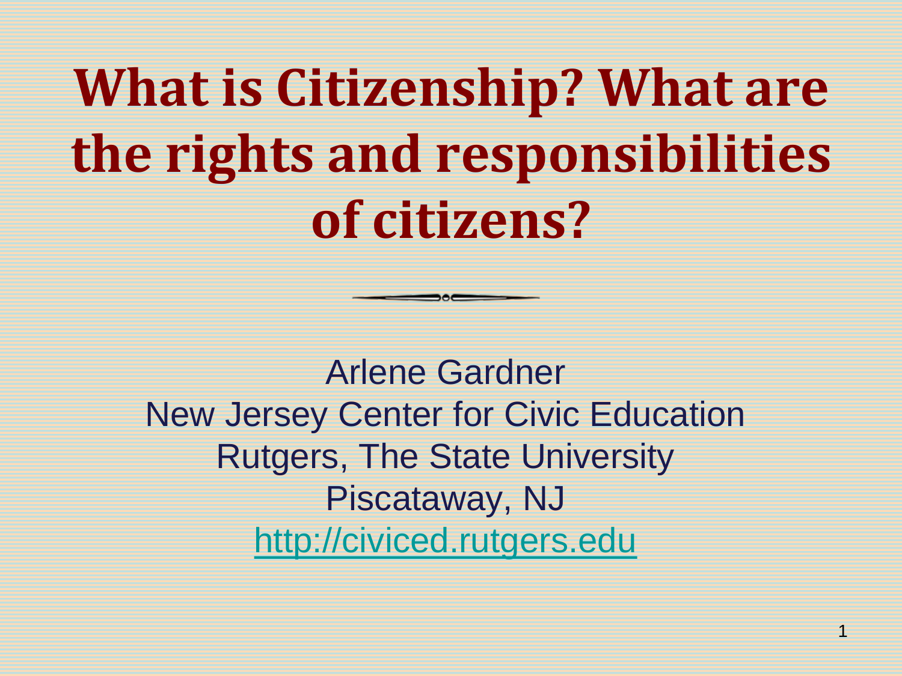# What is Citizenship? What are the rights and responsibilities of citizens?

Arlene Gardner
New Jersey Center for Civic Education
Rutgers, The State University
Piscataway, NJ
http://civiced.rutgers.edu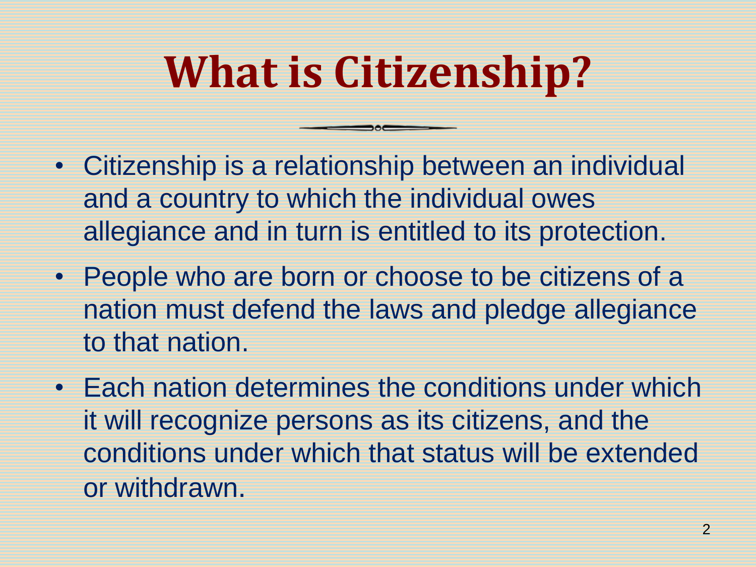# What is Citizenship?

- Citizenship is a relationship between an individual and a country to which the individual owes allegiance and in turn is entitled to its protection.
- People who are born or choose to be citizens of a nation must defend the laws and pledge allegiance to that nation.
- Each nation determines the conditions under which it will recognize persons as its citizens, and the conditions under which that status will be extended or withdrawn.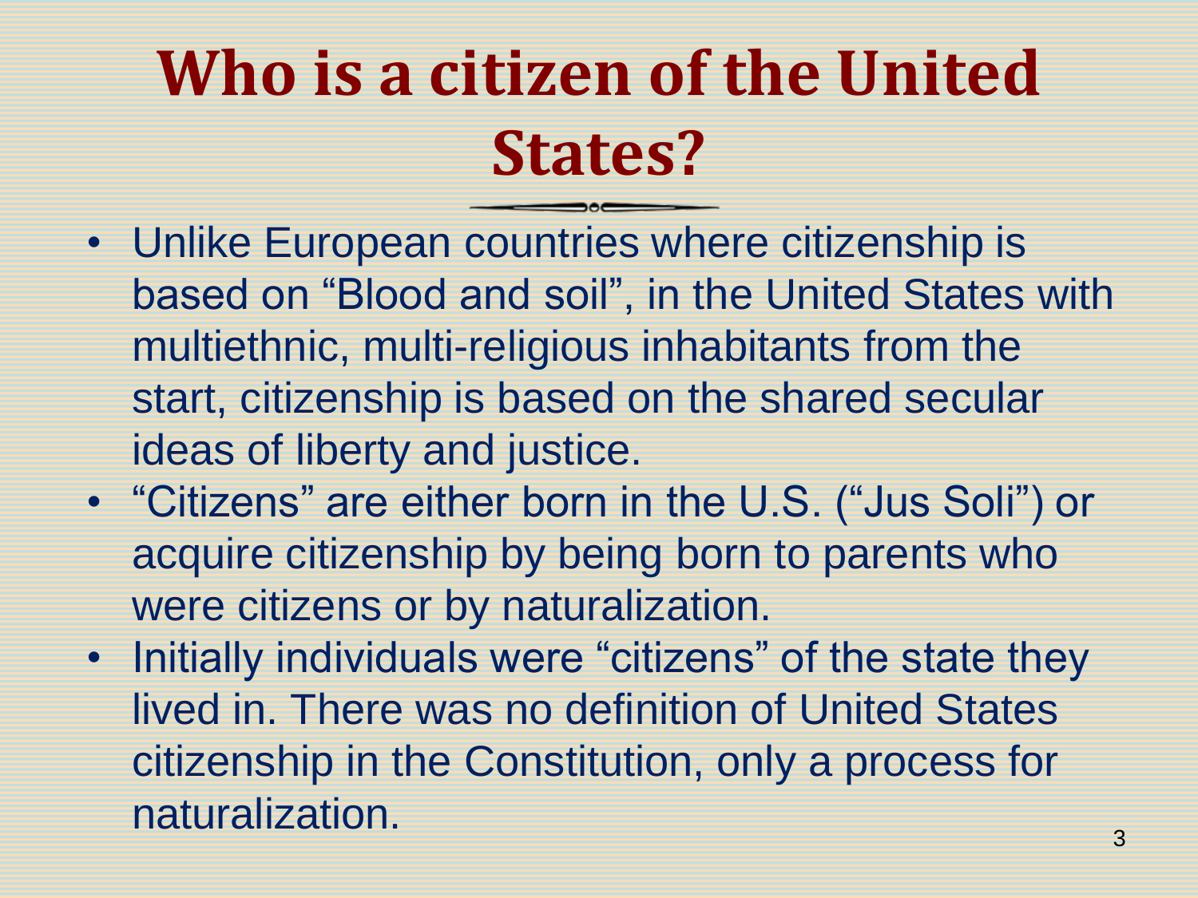# Who is a citizen of the United States?

- Unlike European countries where citizenship is based on "Blood and soil", in the United States with multiethnic, multi-religious inhabitants from the start, citizenship is based on the shared secular ideas of liberty and justice.
- "Citizens" are either born in the U.S. ("Jus Soli") or acquire citizenship by being born to parents who were citizens or by naturalization.
- Initially individuals were "citizens" of the state they lived in. There was no definition of United States citizenship in the Constitution, only a process for naturalization.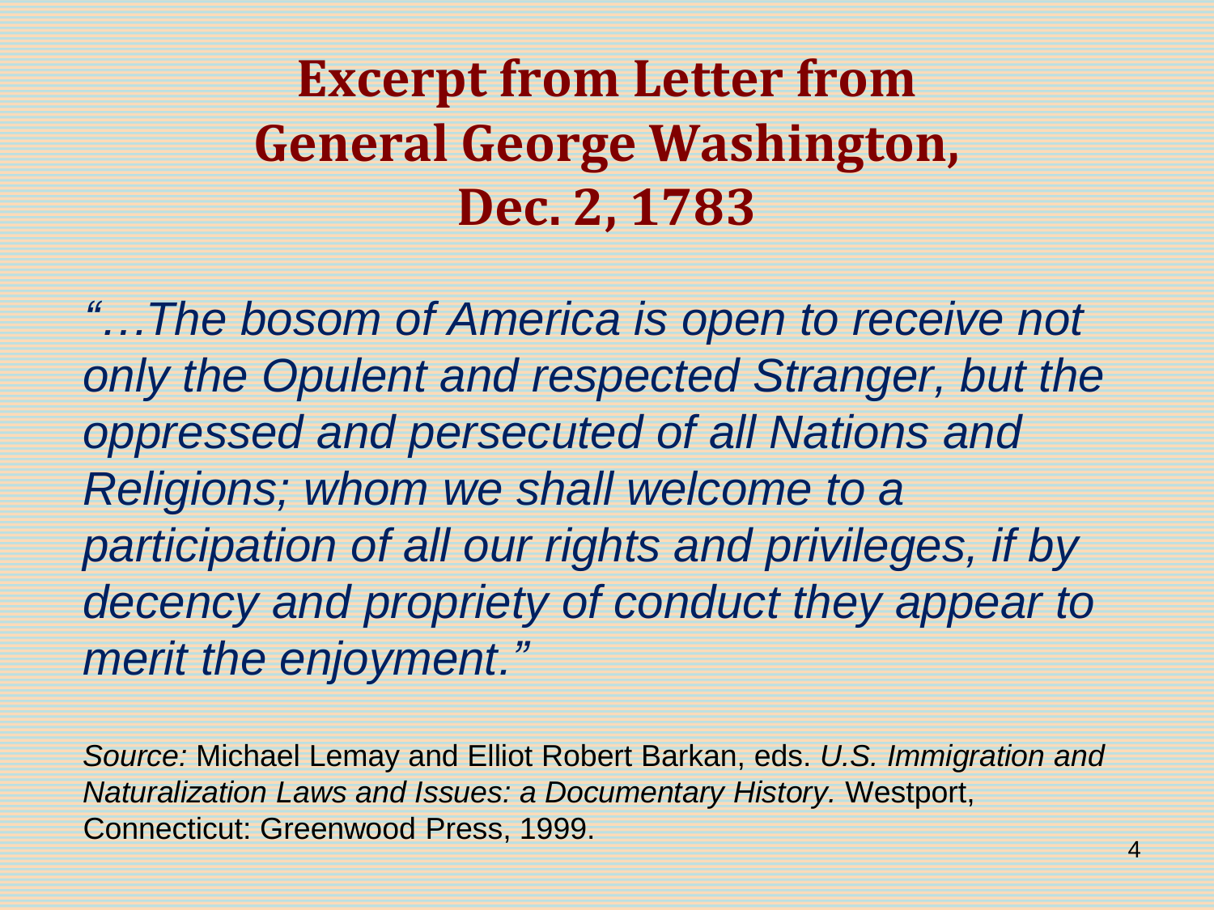# Excerpt from Letter from General George Washington, Dec. 2, 1783

*"…The bosom of America is open to receive not only the Opulent and respected Stranger, but the oppressed and persecuted of all Nations and Religions; whom we shall welcome to a participation of all our rights and privileges, if by decency and propriety of conduct they appear to merit the enjoyment."*

*Source:* Michael Lemay and Elliot Robert Barkan, eds. *U.S. Immigration and Naturalization Laws and Issues: a Documentary History.* Westport, Connecticut: Greenwood Press, 1999.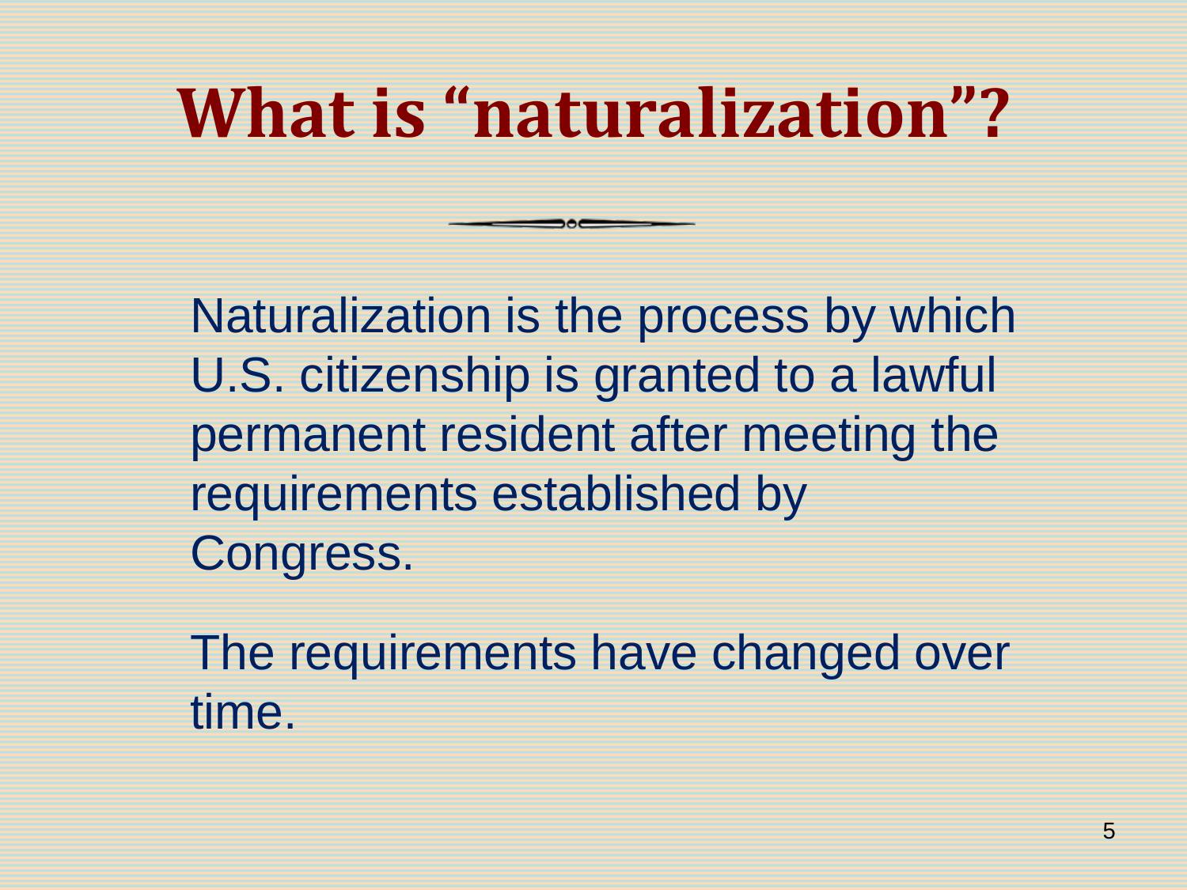# What is "naturalization"?

Naturalization is the process by which U.S. citizenship is granted to a lawful permanent resident after meeting the requirements established by Congress.

The requirements have changed over time.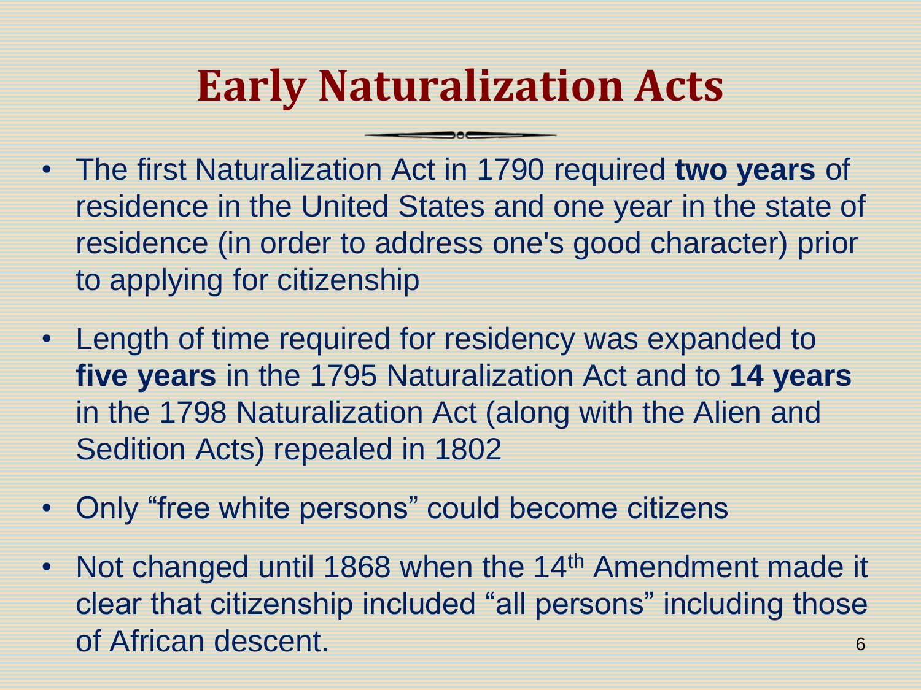# Early Naturalization Acts

- The first Naturalization Act in 1790 required **two years** of residence in the United States and one year in the state of residence (in order to address one's good character) prior to applying for citizenship
- Length of time required for residency was expanded to **five years** in the 1795 Naturalization Act and to **14 years** in the 1798 Naturalization Act (along with the Alien and Sedition Acts) repealed in 1802
- Only "free white persons" could become citizens
- Not changed until 1868 when the 14th Amendment made it clear that citizenship included "all persons" including those of African descent.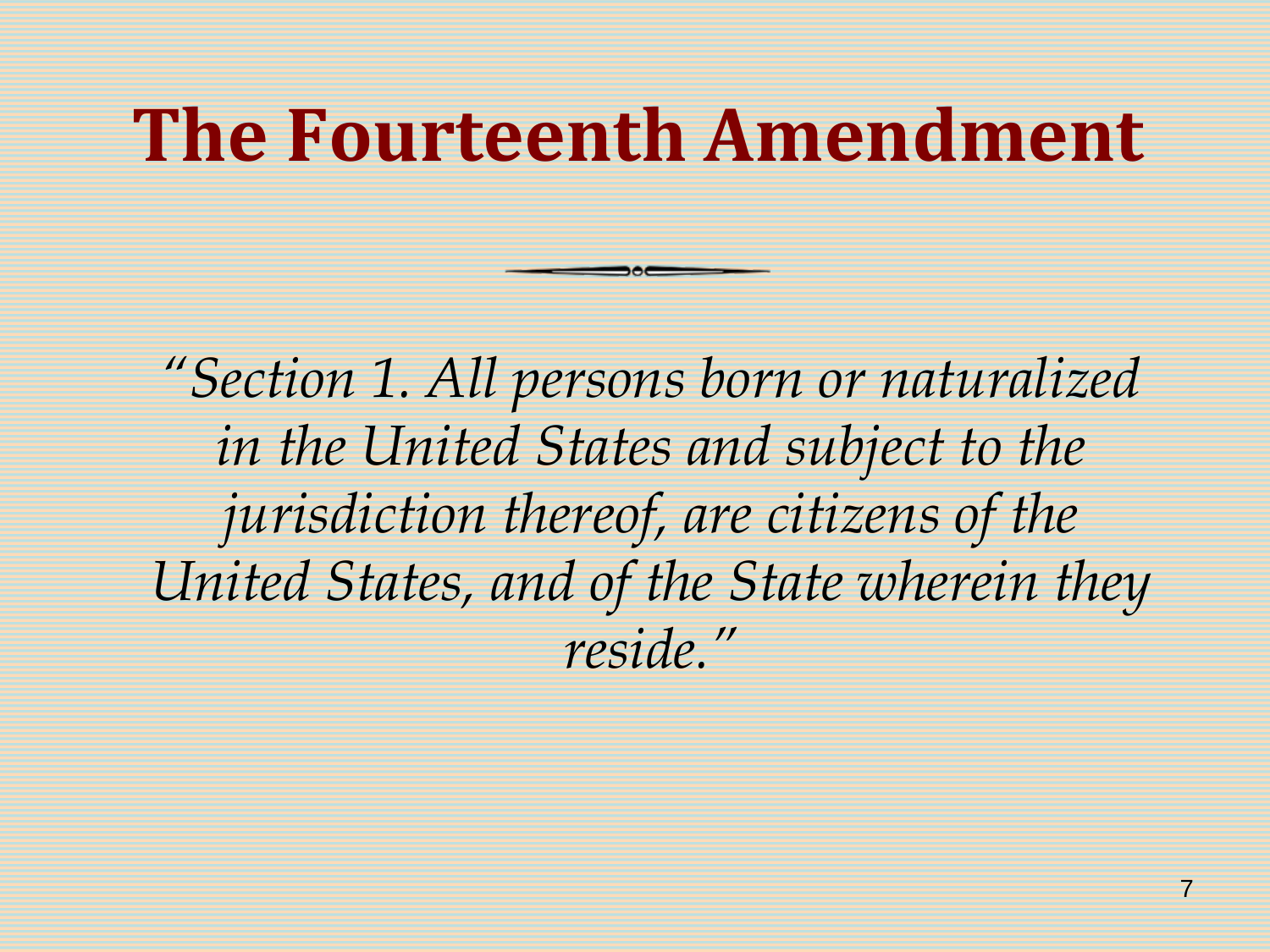# The Fourteenth Amendment

*"Section 1. All persons born or naturalized in the United States and subject to the jurisdiction thereof, are citizens of the United States, and of the State wherein they reside."*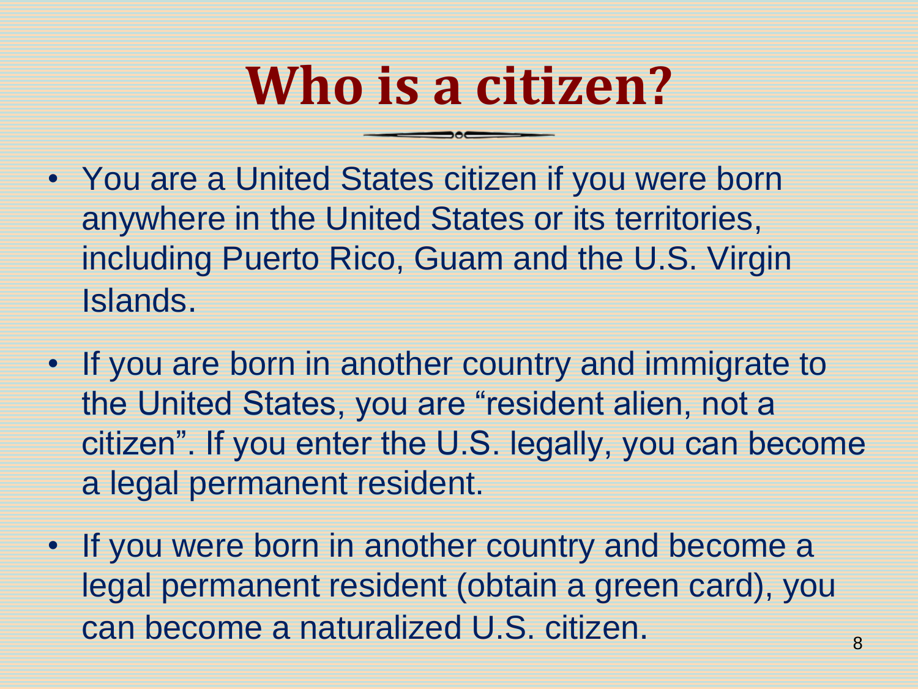# Who is a citizen?

- You are a United States citizen if you were born anywhere in the United States or its territories, including Puerto Rico, Guam and the U.S. Virgin Islands.
- If you are born in another country and immigrate to the United States, you are "resident alien, not a citizen". If you enter the U.S. legally, you can become a legal permanent resident.
- If you were born in another country and become a legal permanent resident (obtain a green card), you can become a naturalized U.S. citizen.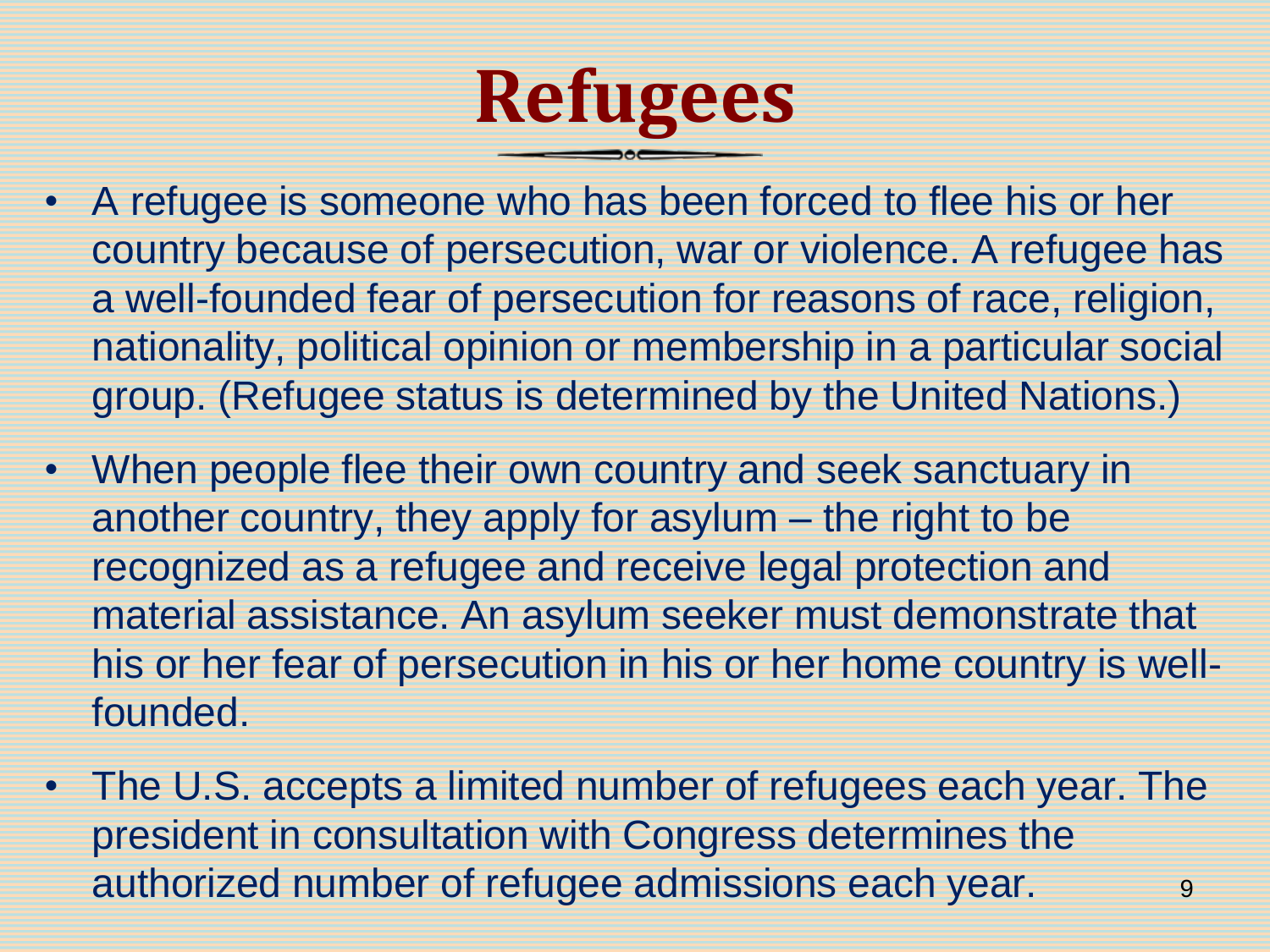# Refugees

- A refugee is someone who has been forced to flee his or her country because of persecution, war or violence. A refugee has a well-founded fear of persecution for reasons of race, religion, nationality, political opinion or membership in a particular social group. (Refugee status is determined by the United Nations.)
- When people flee their own country and seek sanctuary in another country, they apply for asylum – the right to be recognized as a refugee and receive legal protection and material assistance. An asylum seeker must demonstrate that his or her fear of persecution in his or her home country is well-founded.
- The U.S. accepts a limited number of refugees each year. The president in consultation with Congress determines the authorized number of refugee admissions each year.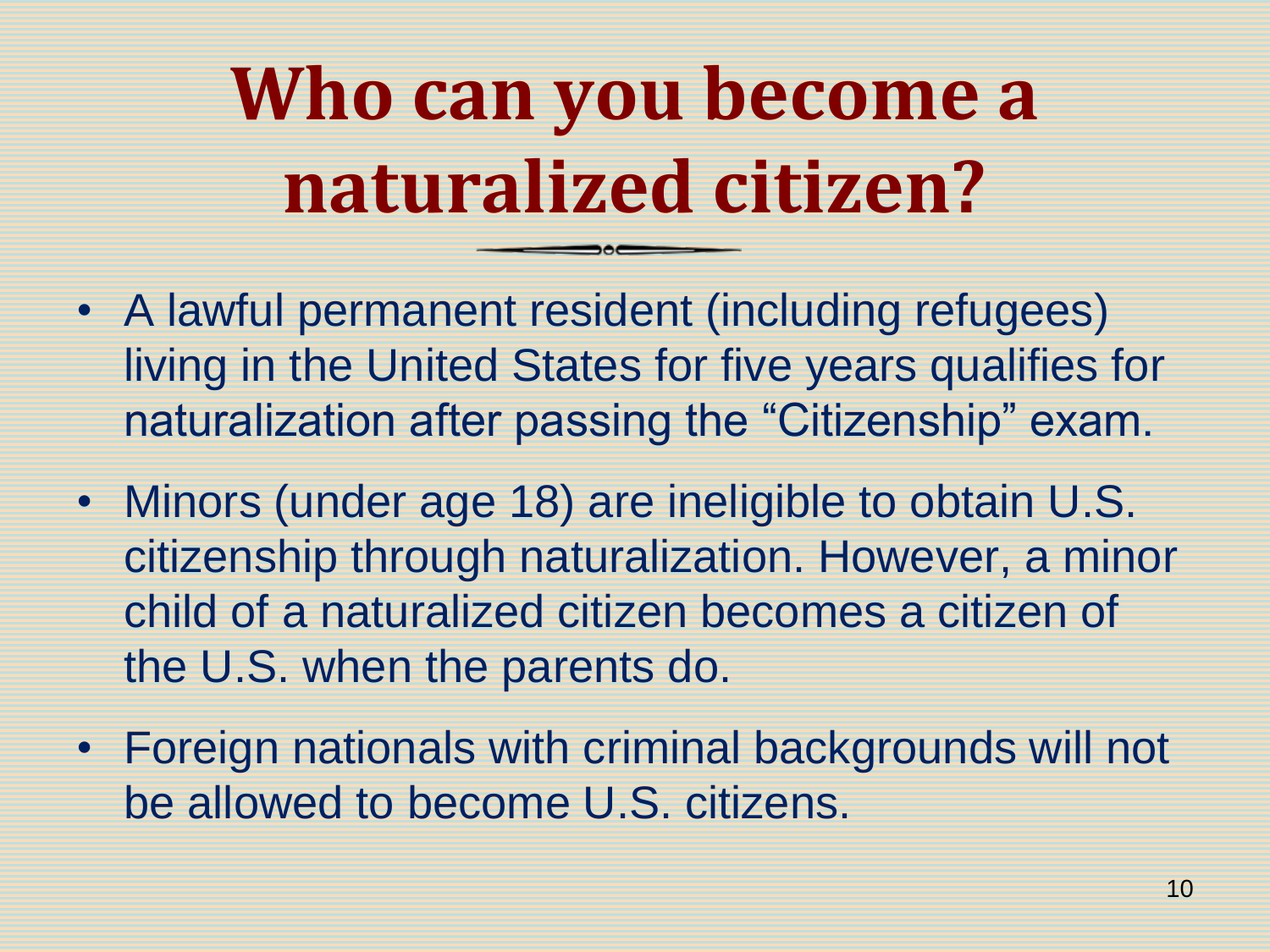# Who can you become a naturalized citizen?

- A lawful permanent resident (including refugees) living in the United States for five years qualifies for naturalization after passing the “Citizenship” exam.
- Minors (under age 18) are ineligible to obtain U.S. citizenship through naturalization. However, a minor child of a naturalized citizen becomes a citizen of the U.S. when the parents do.
- Foreign nationals with criminal backgrounds will not be allowed to become U.S. citizens.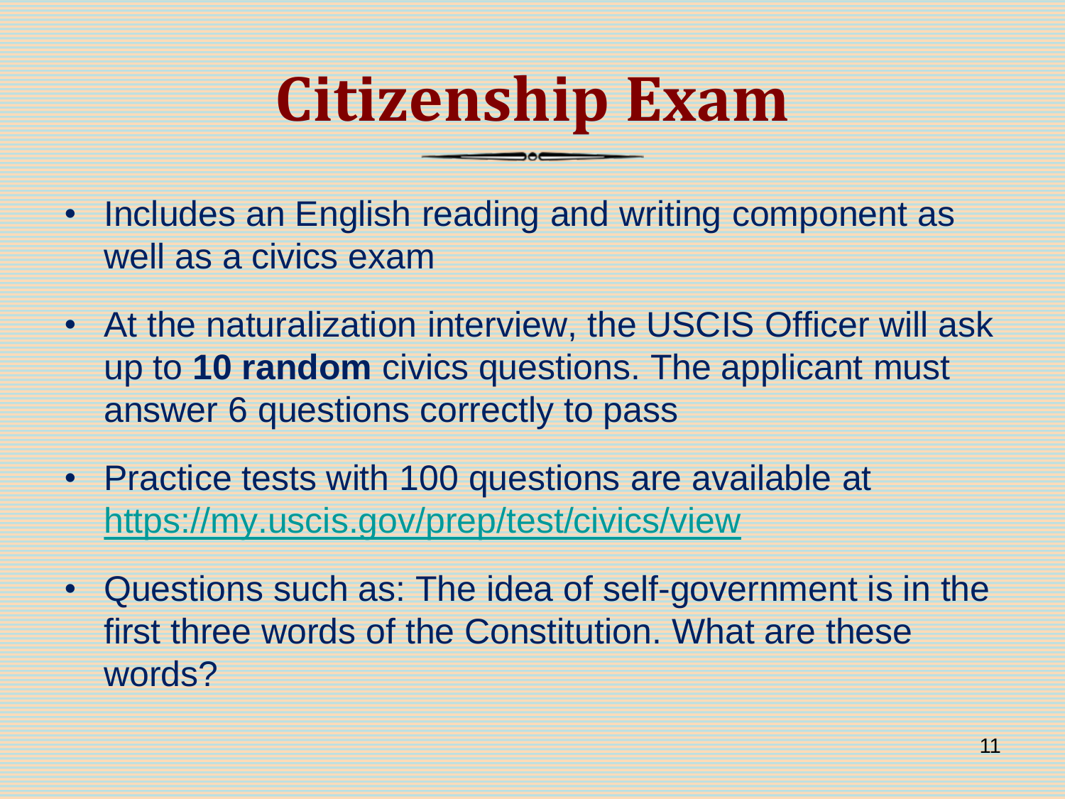# Citizenship Exam

- Includes an English reading and writing component as well as a civics exam
- At the naturalization interview, the USCIS Officer will ask up to **10 random** civics questions. The applicant must answer 6 questions correctly to pass
- Practice tests with 100 questions are available at https://my.uscis.gov/prep/test/civics/view
- Questions such as: The idea of self-government is in the first three words of the Constitution. What are these words?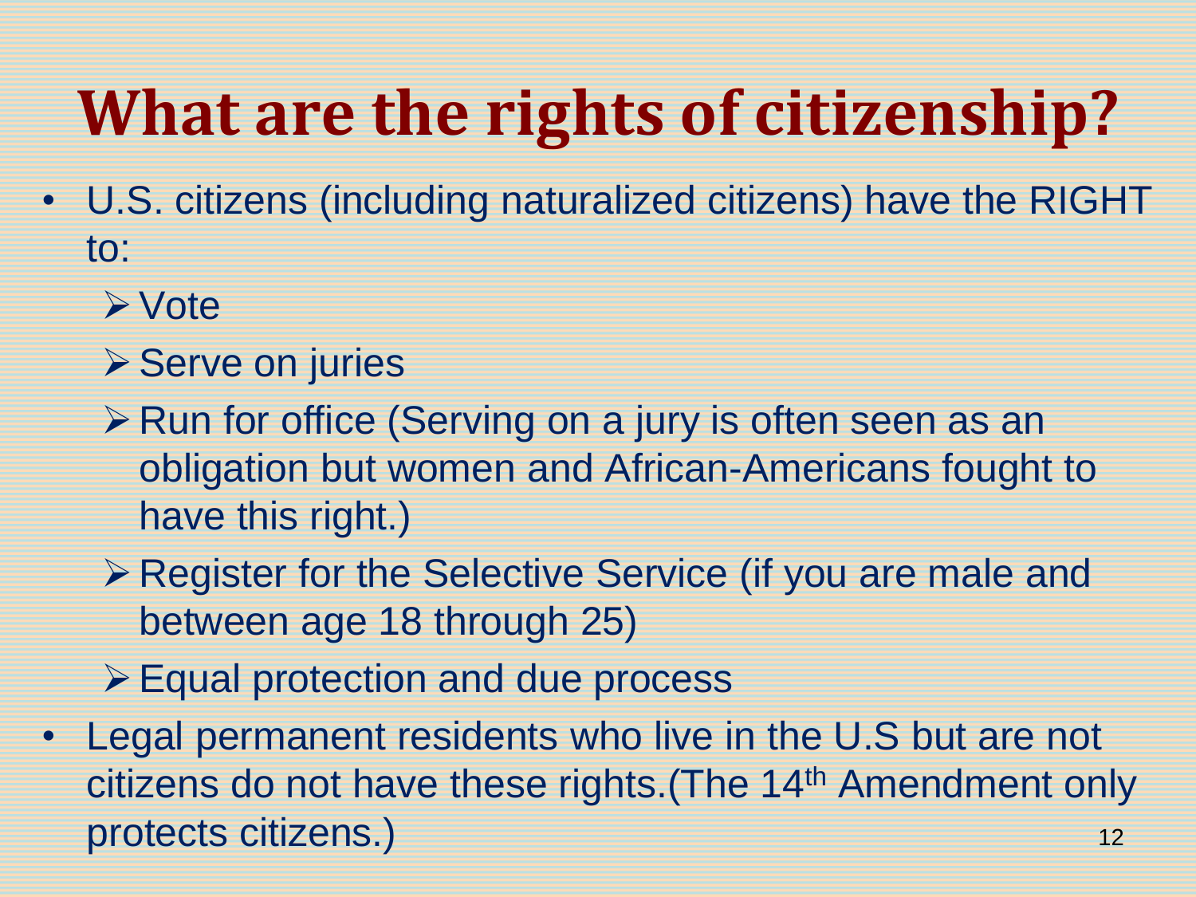# What are the rights of citizenship?

- U.S. citizens (including naturalized citizens) have the RIGHT to:
  - Vote
  - Serve on juries
  - Run for office (Serving on a jury is often seen as an obligation but women and African-Americans fought to have this right.)
  - Register for the Selective Service (if you are male and between age 18 through 25)
  - Equal protection and due process
- Legal permanent residents who live in the U.S but are not citizens do not have these rights.(The 14th Amendment only protects citizens.)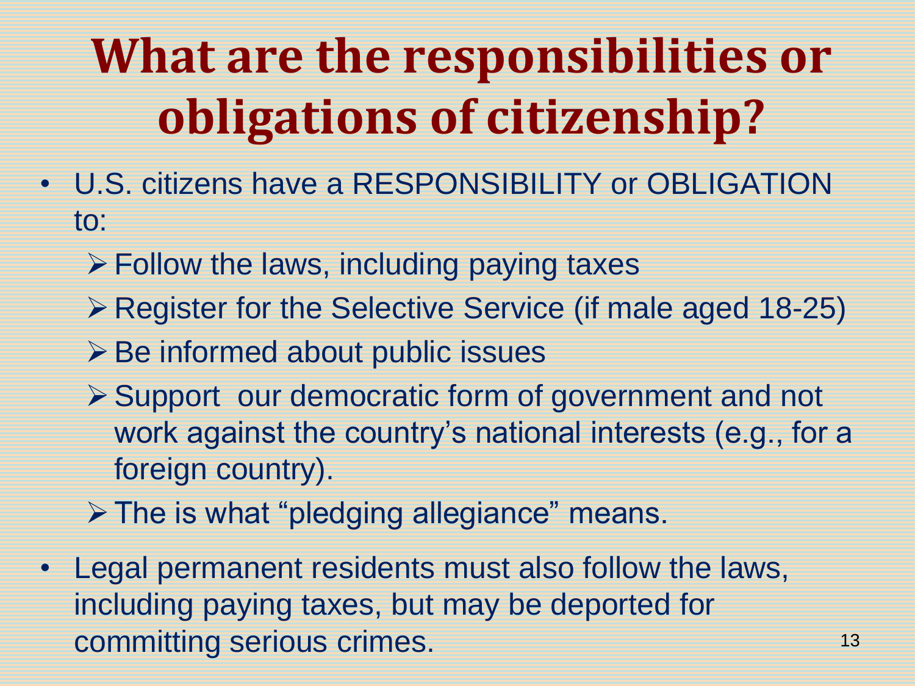# What are the responsibilities or obligations of citizenship?

- U.S. citizens have a RESPONSIBILITY or OBLIGATION to:
  - Follow the laws, including paying taxes
  - Register for the Selective Service (if male aged 18-25)
  - Be informed about public issues
  - Support  our democratic form of government and not work against the country's national interests (e.g., for a foreign country).
  - The is what "pledging allegiance" means.
- Legal permanent residents must also follow the laws, including paying taxes, but may be deported for committing serious crimes.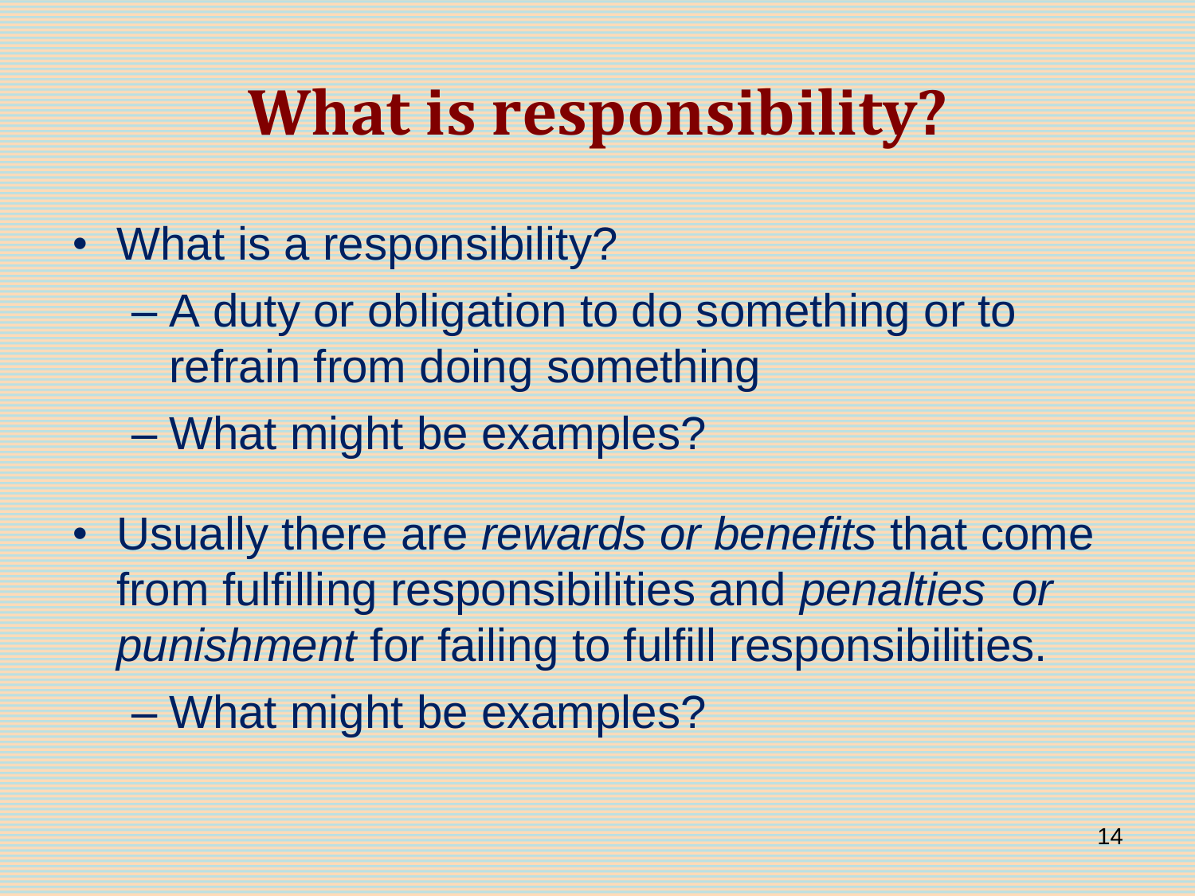# What is responsibility?

- What is a responsibility?
  - A duty or obligation to do something or to refrain from doing something
  - What might be examples?
- Usually there are *rewards or benefits* that come from fulfilling responsibilities and *penalties or punishment* for failing to fulfill responsibilities.
  - What might be examples?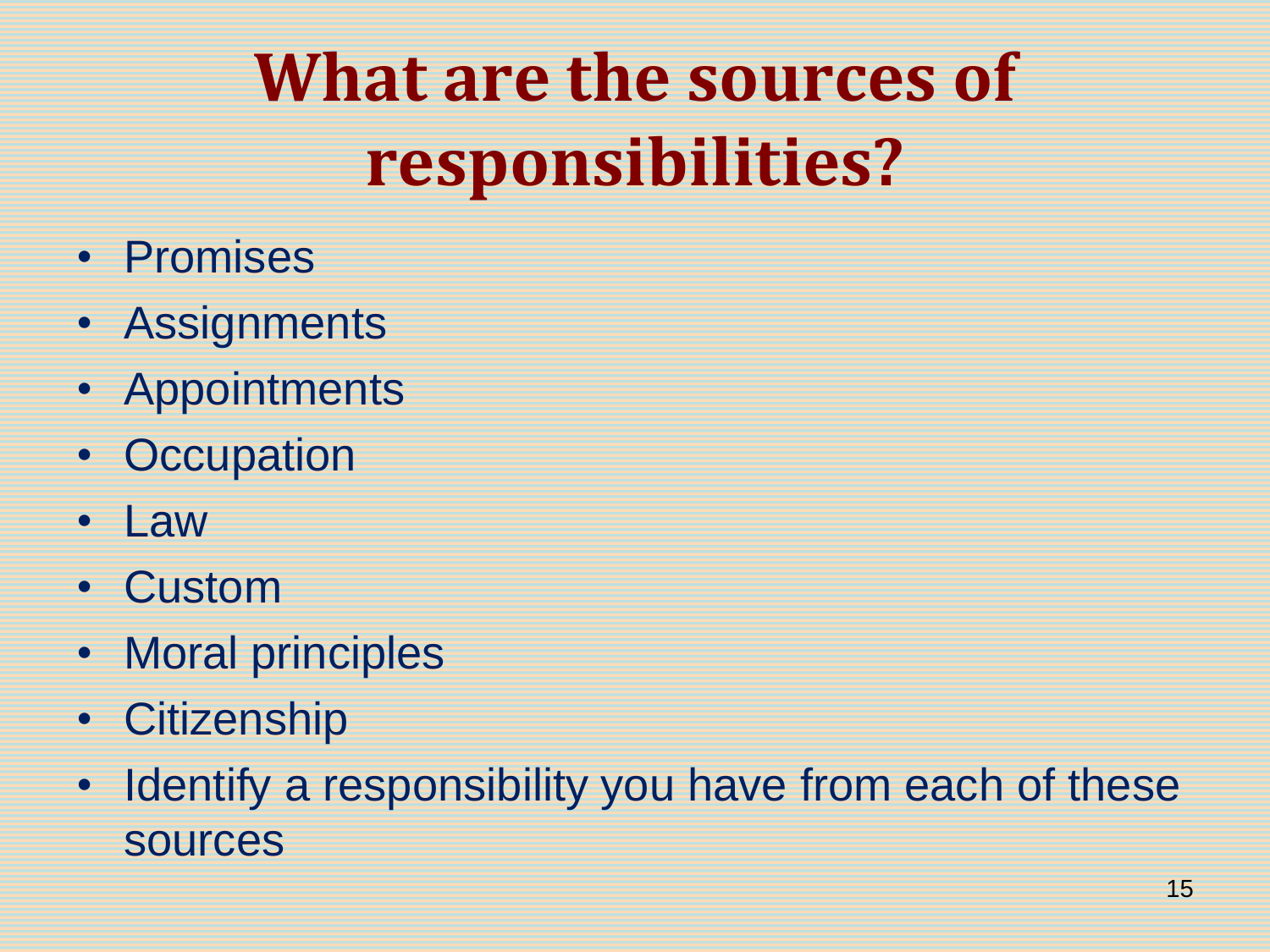# What are the sources of responsibilities?

- Promises
- Assignments
- Appointments
- Occupation
- Law
- Custom
- Moral principles
- Citizenship
- Identify a responsibility you have from each of these sources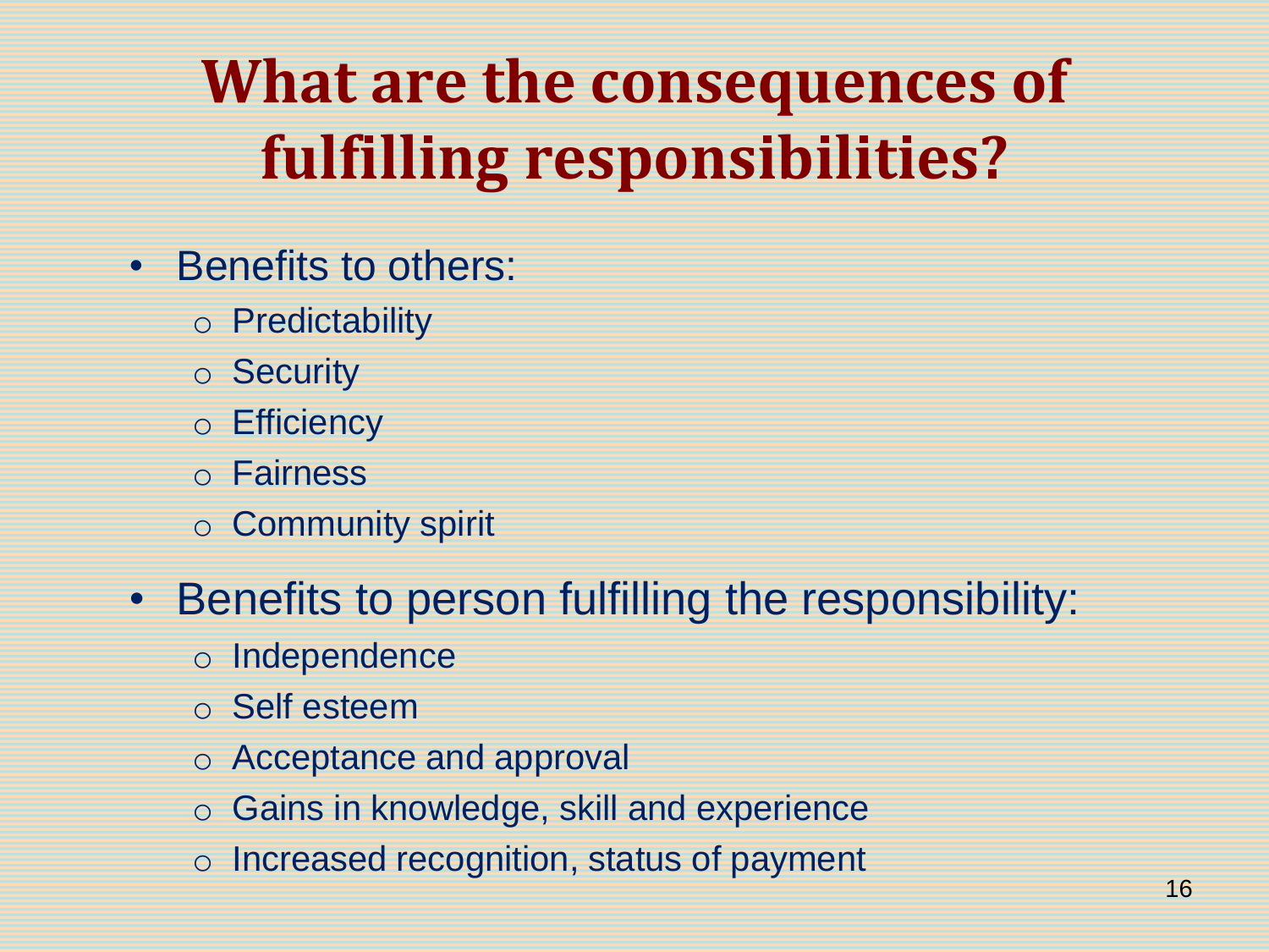# What are the consequences of fulfilling responsibilities?

- Benefits to others:
  - Predictability
  - Security
  - Efficiency
  - Fairness
  - Community spirit
- Benefits to person fulfilling the responsibility:
  - Independence
  - Self esteem
  - Acceptance and approval
  - Gains in knowledge, skill and experience
  - Increased recognition, status of payment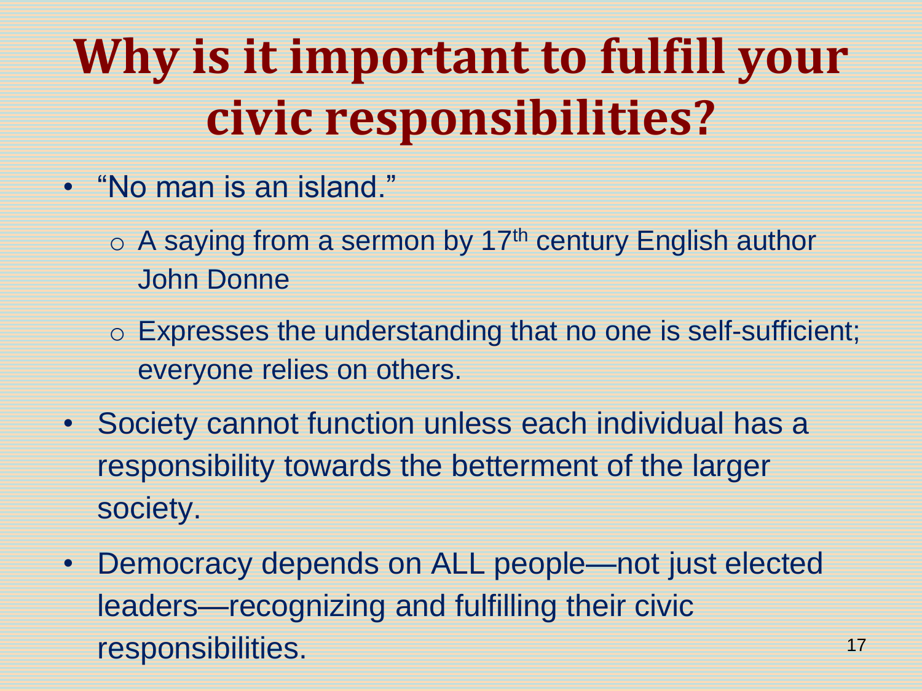# Why is it important to fulfill your civic responsibilities?

- "No man is an island."
  - A saying from a sermon by 17th century English author John Donne
  - Expresses the understanding that no one is self-sufficient; everyone relies on others.
- Society cannot function unless each individual has a responsibility towards the betterment of the larger society.
- Democracy depends on ALL people—not just elected leaders—recognizing and fulfilling their civic responsibilities.